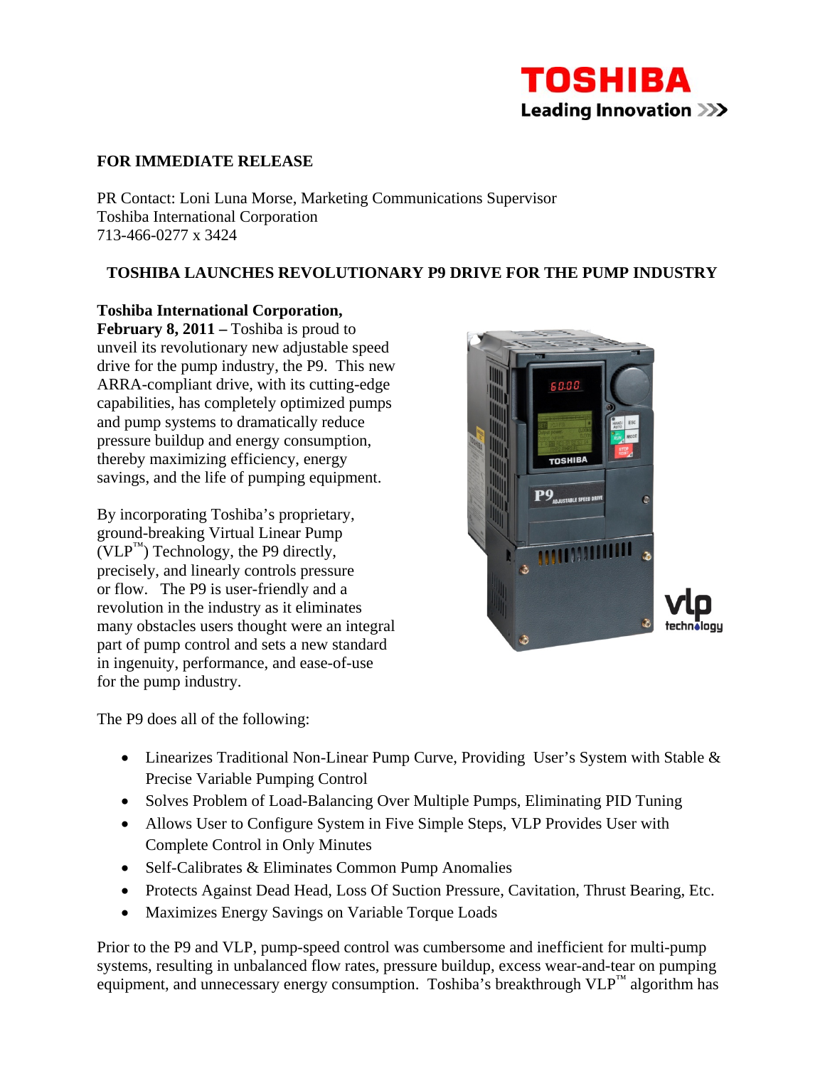TOSHIBA
Leading Innovation >>>

**FOR IMMEDIATE RELEASE**

PR Contact: Loni Luna Morse, Marketing Communications Supervisor
Toshiba International Corporation
713-466-0277 x 3424

## TOSHIBA LAUNCHES REVOLUTIONARY P9 DRIVE FOR THE PUMP INDUSTRY

**Toshiba International Corporation, February 8, 2011 –** Toshiba is proud to unveil its revolutionary new adjustable speed drive for the pump industry, the P9. This new ARRA-compliant drive, with its cutting-edge capabilities, has completely optimized pumps and pump systems to dramatically reduce pressure buildup and energy consumption, thereby maximizing efficiency, energy savings, and the life of pumping equipment.

By incorporating Toshiba's proprietary, ground-breaking Virtual Linear Pump (VLP™) Technology, the P9 directly, precisely, and linearly controls pressure or flow. The P9 is user-friendly and a revolution in the industry as it eliminates many obstacles users thought were an integral part of pump control and sets a new standard in ingenuity, performance, and ease-of-use for the pump industry.

The P9 does all of the following:

- Linearizes Traditional Non-Linear Pump Curve, Providing User's System with Stable & Precise Variable Pumping Control
- Solves Problem of Load-Balancing Over Multiple Pumps, Eliminating PID Tuning
- Allows User to Configure System in Five Simple Steps, VLP Provides User with Complete Control in Only Minutes
- Self-Calibrates & Eliminates Common Pump Anomalies
- Protects Against Dead Head, Loss Of Suction Pressure, Cavitation, Thrust Bearing, Etc.
- Maximizes Energy Savings on Variable Torque Loads

Prior to the P9 and VLP, pump-speed control was cumbersome and inefficient for multi-pump systems, resulting in unbalanced flow rates, pressure buildup, excess wear-and-tear on pumping equipment, and unnecessary energy consumption. Toshiba's breakthrough VLP™ algorithm has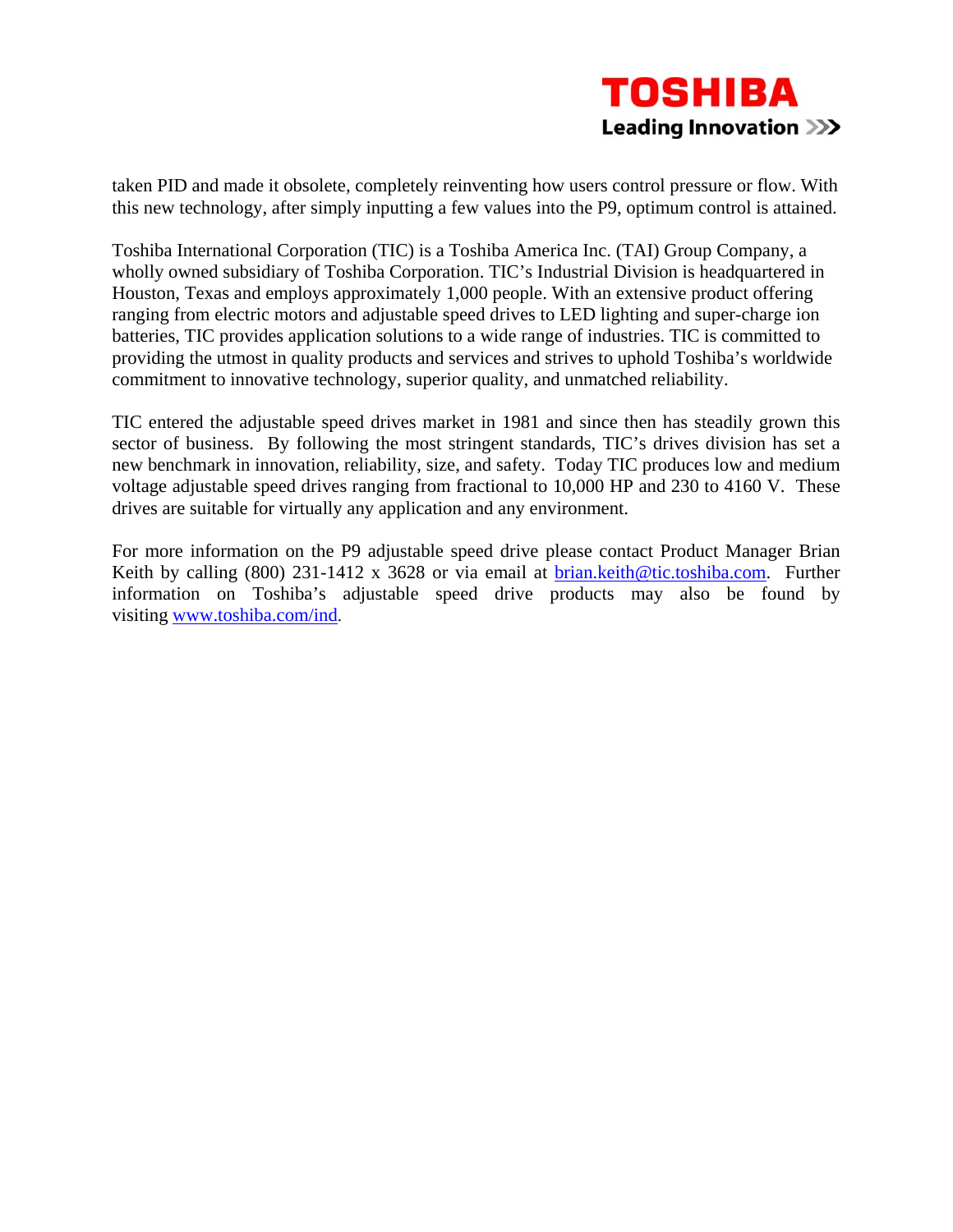taken PID and made it obsolete, completely reinventing how users control pressure or flow. With this new technology, after simply inputting a few values into the P9, optimum control is attained.

Toshiba International Corporation (TIC) is a Toshiba America Inc. (TAI) Group Company, a wholly owned subsidiary of Toshiba Corporation. TIC's Industrial Division is headquartered in Houston, Texas and employs approximately 1,000 people. With an extensive product offering ranging from electric motors and adjustable speed drives to LED lighting and super-charge ion batteries, TIC provides application solutions to a wide range of industries. TIC is committed to providing the utmost in quality products and services and strives to uphold Toshiba's worldwide commitment to innovative technology, superior quality, and unmatched reliability.

TIC entered the adjustable speed drives market in 1981 and since then has steadily grown this sector of business. By following the most stringent standards, TIC's drives division has set a new benchmark in innovation, reliability, size, and safety. Today TIC produces low and medium voltage adjustable speed drives ranging from fractional to 10,000 HP and 230 to 4160 V. These drives are suitable for virtually any application and any environment.

For more information on the P9 adjustable speed drive please contact Product Manager Brian Keith by calling (800) 231-1412 x 3628 or via email at brian.keith@tic.toshiba.com. Further information on Toshiba's adjustable speed drive products may also be found by visiting www.toshiba.com/ind.